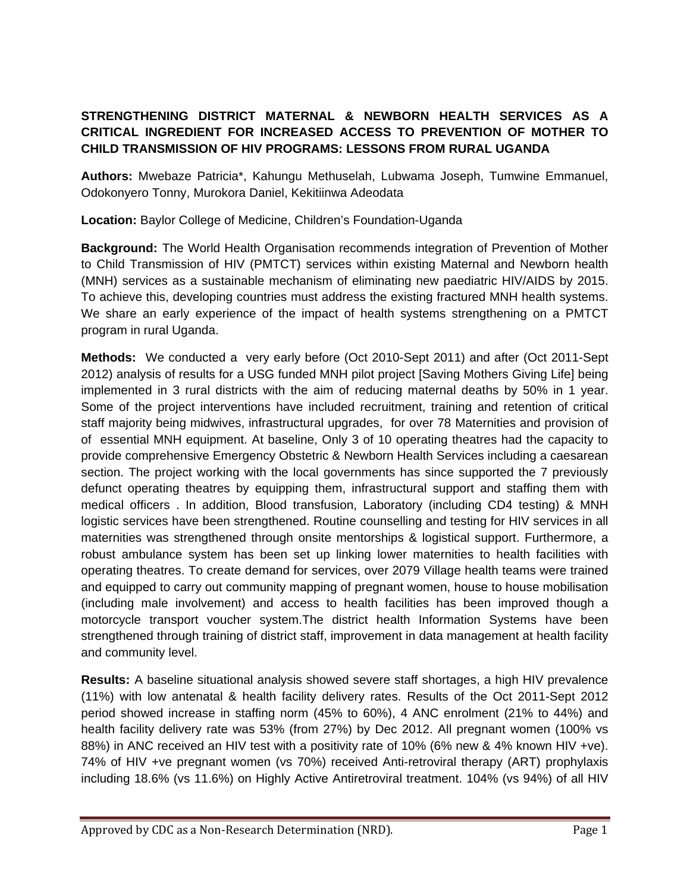**STRENGTHENING DISTRICT MATERNAL & NEWBORN HEALTH SERVICES AS A CRITICAL INGREDIENT FOR INCREASED ACCESS TO PREVENTION OF MOTHER TO CHILD TRANSMISSION OF HIV PROGRAMS: LESSONS FROM RURAL UGANDA**

**Authors:** Mwebaze Patricia*, Kahungu Methuselah, Lubwama Joseph, Tumwine Emmanuel, Odokonyero Tonny, Murokora Daniel, Kekitiinwa Adeodata

**Location:** Baylor College of Medicine, Children's Foundation-Uganda

**Background:** The World Health Organisation recommends integration of Prevention of Mother to Child Transmission of HIV (PMTCT) services within existing Maternal and Newborn health (MNH) services as a sustainable mechanism of eliminating new paediatric HIV/AIDS by 2015. To achieve this, developing countries must address the existing fractured MNH health systems. We share an early experience of the impact of health systems strengthening on a PMTCT program in rural Uganda.

**Methods:** We conducted a very early before (Oct 2010-Sept 2011) and after (Oct 2011-Sept 2012) analysis of results for a USG funded MNH pilot project [Saving Mothers Giving Life] being implemented in 3 rural districts with the aim of reducing maternal deaths by 50% in 1 year. Some of the project interventions have included recruitment, training and retention of critical staff majority being midwives, infrastructural upgrades, for over 78 Maternities and provision of of essential MNH equipment. At baseline, Only 3 of 10 operating theatres had the capacity to provide comprehensive Emergency Obstetric & Newborn Health Services including a caesarean section. The project working with the local governments has since supported the 7 previously defunct operating theatres by equipping them, infrastructural support and staffing them with medical officers . In addition, Blood transfusion, Laboratory (including CD4 testing) & MNH logistic services have been strengthened. Routine counselling and testing for HIV services in all maternities was strengthened through onsite mentorships & logistical support. Furthermore, a robust ambulance system has been set up linking lower maternities to health facilities with operating theatres. To create demand for services, over 2079 Village health teams were trained and equipped to carry out community mapping of pregnant women, house to house mobilisation (including male involvement) and access to health facilities has been improved though a motorcycle transport voucher system.The district health Information Systems have been strengthened through training of district staff, improvement in data management at health facility and community level.

**Results:** A baseline situational analysis showed severe staff shortages, a high HIV prevalence (11%) with low antenatal & health facility delivery rates. Results of the Oct 2011-Sept 2012 period showed increase in staffing norm (45% to 60%), 4 ANC enrolment (21% to 44%) and health facility delivery rate was 53% (from 27%) by Dec 2012. All pregnant women (100% vs 88%) in ANC received an HIV test with a positivity rate of 10% (6% new & 4% known HIV +ve). 74% of HIV +ve pregnant women (vs 70%) received Anti-retroviral therapy (ART) prophylaxis including 18.6% (vs 11.6%) on Highly Active Antiretroviral treatment. 104% (vs 94%) of all HIV

Approved by CDC as a Non-Research Determination (NRD).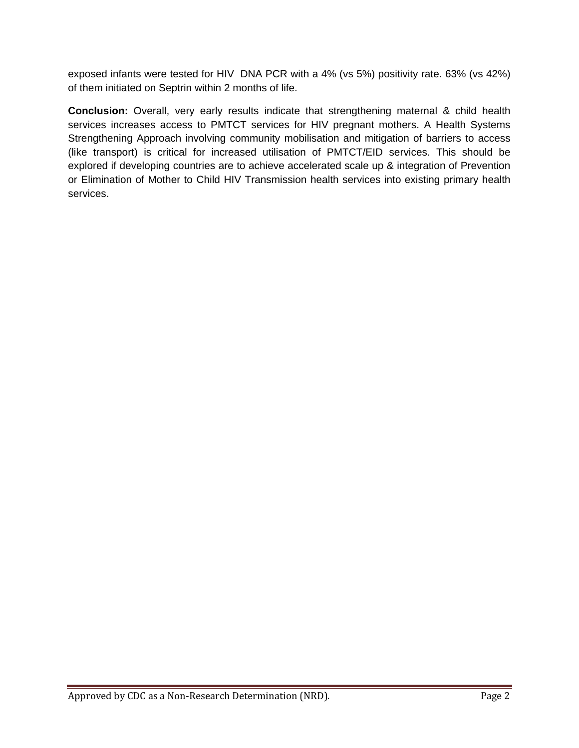exposed infants were tested for HIV DNA PCR with a 4% (vs 5%) positivity rate. 63% (vs 42%) of them initiated on Septrin within 2 months of life.

**Conclusion:** Overall, very early results indicate that strengthening maternal & child health services increases access to PMTCT services for HIV pregnant mothers. A Health Systems Strengthening Approach involving community mobilisation and mitigation of barriers to access (like transport) is critical for increased utilisation of PMTCT/EID services. This should be explored if developing countries are to achieve accelerated scale up & integration of Prevention or Elimination of Mother to Child HIV Transmission health services into existing primary health services.